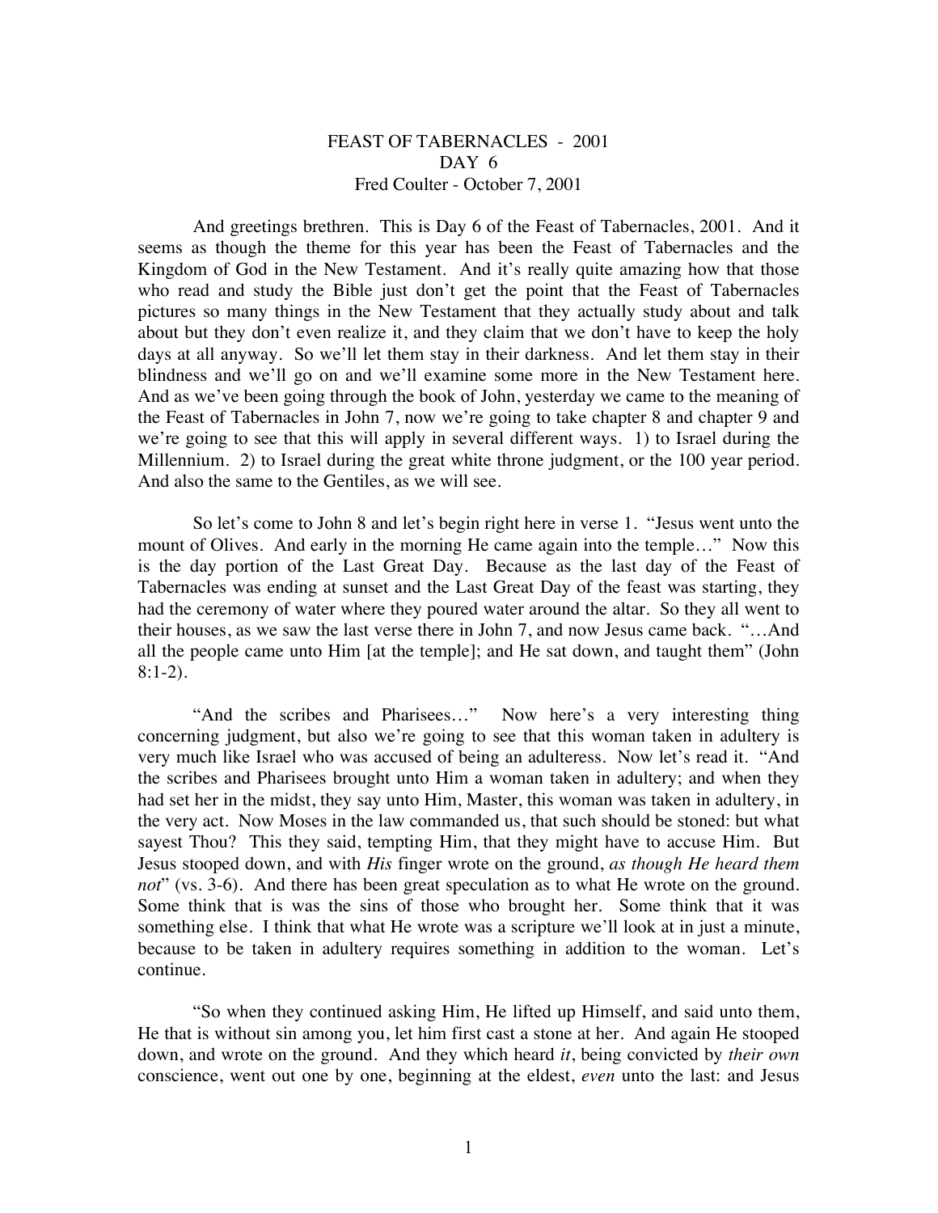# FEAST OF TABERNACLES - 2001
## DAY 6
### Fred Coulter - October 7, 2001

And greetings brethren. This is Day 6 of the Feast of Tabernacles, 2001. And it seems as though the theme for this year has been the Feast of Tabernacles and the Kingdom of God in the New Testament. And it's really quite amazing how that those who read and study the Bible just don't get the point that the Feast of Tabernacles pictures so many things in the New Testament that they actually study about and talk about but they don't even realize it, and they claim that we don't have to keep the holy days at all anyway. So we'll let them stay in their darkness. And let them stay in their blindness and we'll go on and we'll examine some more in the New Testament here. And as we've been going through the book of John, yesterday we came to the meaning of the Feast of Tabernacles in John 7, now we're going to take chapter 8 and chapter 9 and we're going to see that this will apply in several different ways. 1) to Israel during the Millennium. 2) to Israel during the great white throne judgment, or the 100 year period. And also the same to the Gentiles, as we will see.

So let's come to John 8 and let's begin right here in verse 1. "Jesus went unto the mount of Olives. And early in the morning He came again into the temple…" Now this is the day portion of the Last Great Day. Because as the last day of the Feast of Tabernacles was ending at sunset and the Last Great Day of the feast was starting, they had the ceremony of water where they poured water around the altar. So they all went to their houses, as we saw the last verse there in John 7, and now Jesus came back. "…And all the people came unto Him [at the temple]; and He sat down, and taught them" (John 8:1-2).

"And the scribes and Pharisees…" Now here's a very interesting thing concerning judgment, but also we're going to see that this woman taken in adultery is very much like Israel who was accused of being an adulteress. Now let's read it. "And the scribes and Pharisees brought unto Him a woman taken in adultery; and when they had set her in the midst, they say unto Him, Master, this woman was taken in adultery, in the very act. Now Moses in the law commanded us, that such should be stoned: but what sayest Thou? This they said, tempting Him, that they might have to accuse Him. But Jesus stooped down, and with *His* finger wrote on the ground, *as though He heard them not*" (vs. 3-6). And there has been great speculation as to what He wrote on the ground. Some think that is was the sins of those who brought her. Some think that it was something else. I think that what He wrote was a scripture we'll look at in just a minute, because to be taken in adultery requires something in addition to the woman. Let's continue.

"So when they continued asking Him, He lifted up Himself, and said unto them, He that is without sin among you, let him first cast a stone at her. And again He stooped down, and wrote on the ground. And they which heard *it*, being convicted by *their own* conscience, went out one by one, beginning at the eldest, *even* unto the last: and Jesus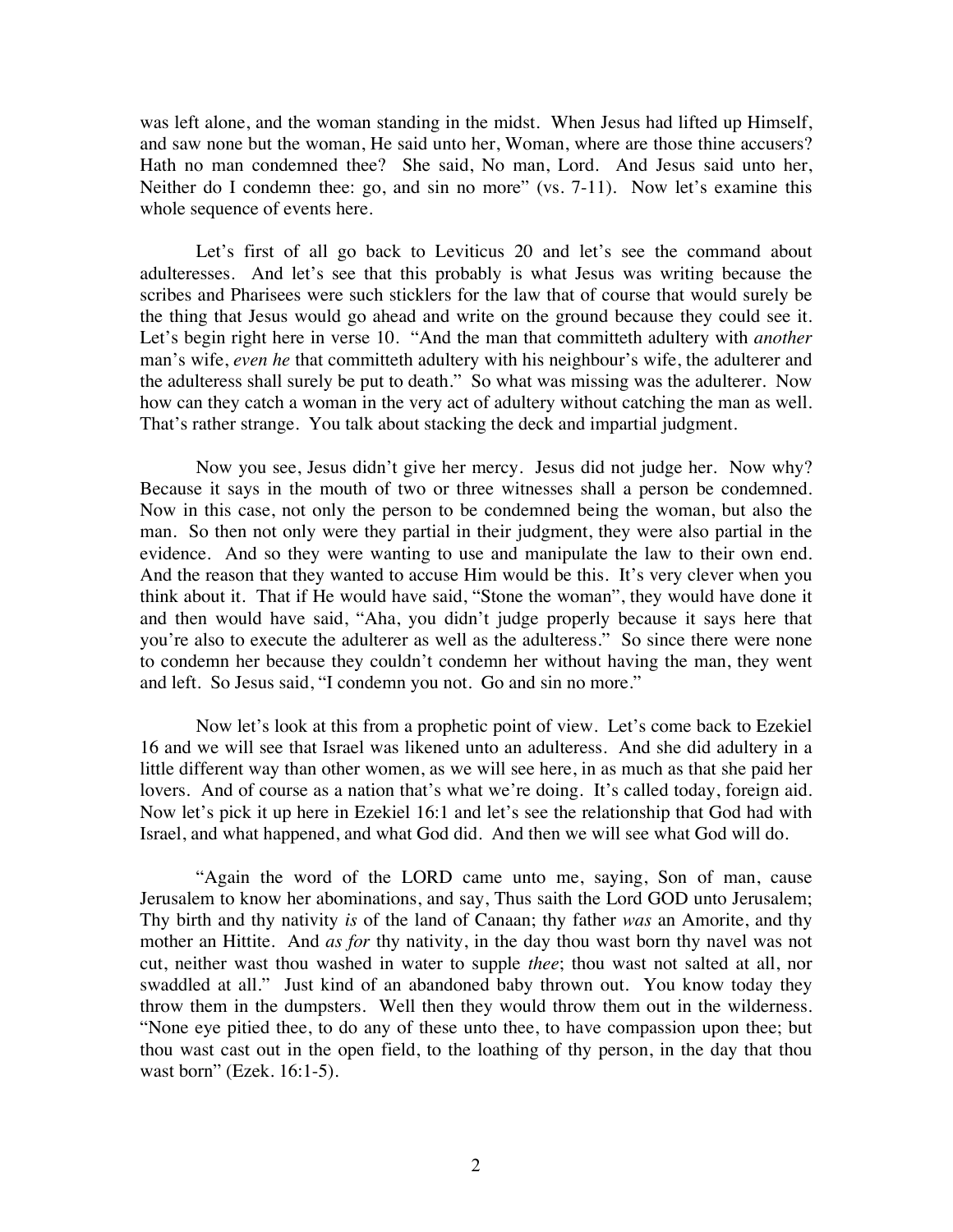was left alone, and the woman standing in the midst. When Jesus had lifted up Himself, and saw none but the woman, He said unto her, Woman, where are those thine accusers? Hath no man condemned thee? She said, No man, Lord. And Jesus said unto her, Neither do I condemn thee: go, and sin no more" (vs. 7-11). Now let's examine this whole sequence of events here.

Let's first of all go back to Leviticus 20 and let's see the command about adulteresses. And let's see that this probably is what Jesus was writing because the scribes and Pharisees were such sticklers for the law that of course that would surely be the thing that Jesus would go ahead and write on the ground because they could see it. Let's begin right here in verse 10. "And the man that committeth adultery with *another* man's wife, *even he* that committeth adultery with his neighbour's wife, the adulterer and the adulteress shall surely be put to death." So what was missing was the adulterer. Now how can they catch a woman in the very act of adultery without catching the man as well. That's rather strange. You talk about stacking the deck and impartial judgment.

Now you see, Jesus didn't give her mercy. Jesus did not judge her. Now why? Because it says in the mouth of two or three witnesses shall a person be condemned. Now in this case, not only the person to be condemned being the woman, but also the man. So then not only were they partial in their judgment, they were also partial in the evidence. And so they were wanting to use and manipulate the law to their own end. And the reason that they wanted to accuse Him would be this. It's very clever when you think about it. That if He would have said, "Stone the woman", they would have done it and then would have said, "Aha, you didn't judge properly because it says here that you're also to execute the adulterer as well as the adulteress." So since there were none to condemn her because they couldn't condemn her without having the man, they went and left. So Jesus said, "I condemn you not. Go and sin no more."

Now let's look at this from a prophetic point of view. Let's come back to Ezekiel 16 and we will see that Israel was likened unto an adulteress. And she did adultery in a little different way than other women, as we will see here, in as much as that she paid her lovers. And of course as a nation that's what we're doing. It's called today, foreign aid. Now let's pick it up here in Ezekiel 16:1 and let's see the relationship that God had with Israel, and what happened, and what God did. And then we will see what God will do.

"Again the word of the LORD came unto me, saying, Son of man, cause Jerusalem to know her abominations, and say, Thus saith the Lord GOD unto Jerusalem; Thy birth and thy nativity *is* of the land of Canaan; thy father *was* an Amorite, and thy mother an Hittite. And *as for* thy nativity, in the day thou wast born thy navel was not cut, neither wast thou washed in water to supple *thee*; thou wast not salted at all, nor swaddled at all." Just kind of an abandoned baby thrown out. You know today they throw them in the dumpsters. Well then they would throw them out in the wilderness. "None eye pitied thee, to do any of these unto thee, to have compassion upon thee; but thou wast cast out in the open field, to the loathing of thy person, in the day that thou wast born" (Ezek. 16:1-5).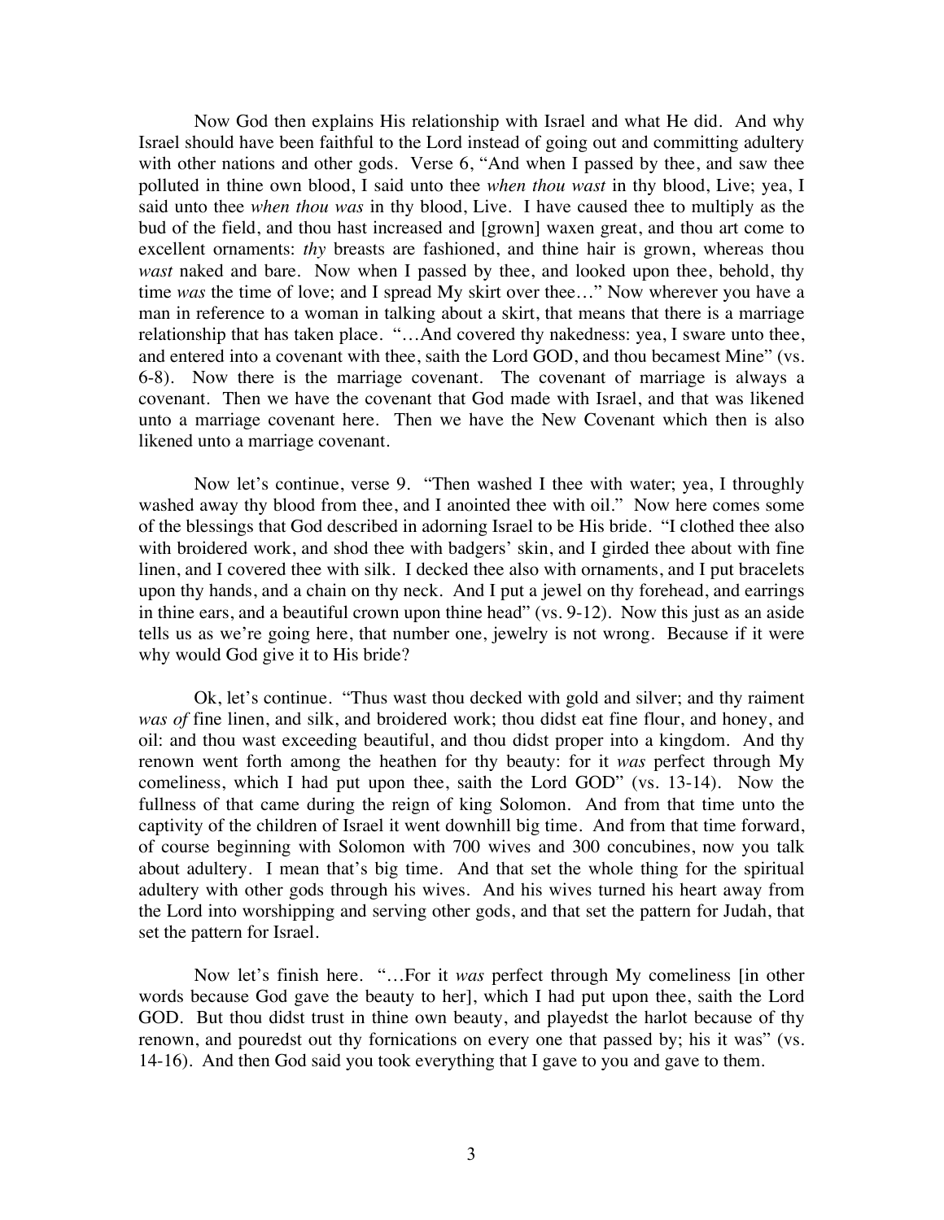Now God then explains His relationship with Israel and what He did. And why Israel should have been faithful to the Lord instead of going out and committing adultery with other nations and other gods. Verse 6, "And when I passed by thee, and saw thee polluted in thine own blood, I said unto thee *when thou wast* in thy blood, Live; yea, I said unto thee *when thou was* in thy blood, Live. I have caused thee to multiply as the bud of the field, and thou hast increased and [grown] waxen great, and thou art come to excellent ornaments: *thy* breasts are fashioned, and thine hair is grown, whereas thou *wast* naked and bare. Now when I passed by thee, and looked upon thee, behold, thy time *was* the time of love; and I spread My skirt over thee…" Now wherever you have a man in reference to a woman in talking about a skirt, that means that there is a marriage relationship that has taken place. "…And covered thy nakedness: yea, I sware unto thee, and entered into a covenant with thee, saith the Lord GOD, and thou becamest Mine" (vs. 6-8). Now there is the marriage covenant. The covenant of marriage is always a covenant. Then we have the covenant that God made with Israel, and that was likened unto a marriage covenant here. Then we have the New Covenant which then is also likened unto a marriage covenant.

Now let's continue, verse 9. "Then washed I thee with water; yea, I throughly washed away thy blood from thee, and I anointed thee with oil." Now here comes some of the blessings that God described in adorning Israel to be His bride. "I clothed thee also with broidered work, and shod thee with badgers' skin, and I girded thee about with fine linen, and I covered thee with silk. I decked thee also with ornaments, and I put bracelets upon thy hands, and a chain on thy neck. And I put a jewel on thy forehead, and earrings in thine ears, and a beautiful crown upon thine head" (vs. 9-12). Now this just as an aside tells us as we're going here, that number one, jewelry is not wrong. Because if it were why would God give it to His bride?

Ok, let's continue. "Thus wast thou decked with gold and silver; and thy raiment *was of* fine linen, and silk, and broidered work; thou didst eat fine flour, and honey, and oil: and thou wast exceeding beautiful, and thou didst proper into a kingdom. And thy renown went forth among the heathen for thy beauty: for it *was* perfect through My comeliness, which I had put upon thee, saith the Lord GOD" (vs. 13-14). Now the fullness of that came during the reign of king Solomon. And from that time unto the captivity of the children of Israel it went downhill big time. And from that time forward, of course beginning with Solomon with 700 wives and 300 concubines, now you talk about adultery. I mean that's big time. And that set the whole thing for the spiritual adultery with other gods through his wives. And his wives turned his heart away from the Lord into worshipping and serving other gods, and that set the pattern for Judah, that set the pattern for Israel.

Now let's finish here. "…For it *was* perfect through My comeliness [in other words because God gave the beauty to her], which I had put upon thee, saith the Lord GOD. But thou didst trust in thine own beauty, and playedst the harlot because of thy renown, and pouredst out thy fornications on every one that passed by; his it was" (vs. 14-16). And then God said you took everything that I gave to you and gave to them.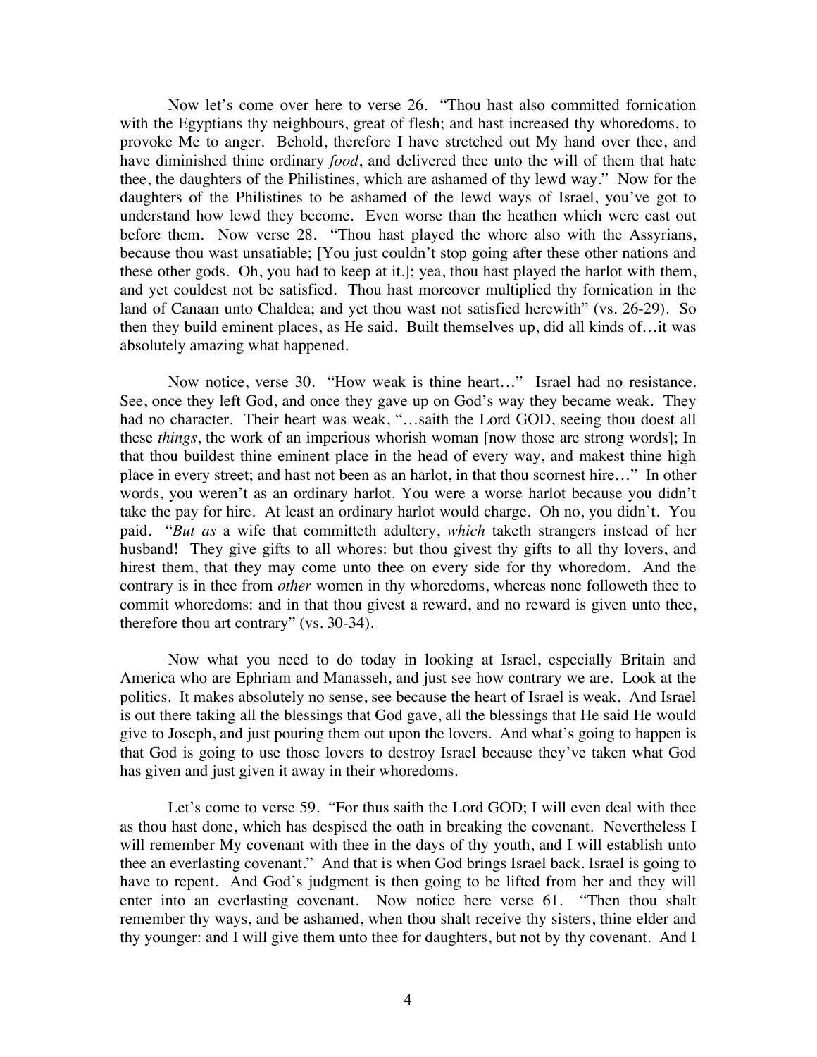Now let's come over here to verse 26. "Thou hast also committed fornication with the Egyptians thy neighbours, great of flesh; and hast increased thy whoredoms, to provoke Me to anger. Behold, therefore I have stretched out My hand over thee, and have diminished thine ordinary *food*, and delivered thee unto the will of them that hate thee, the daughters of the Philistines, which are ashamed of thy lewd way." Now for the daughters of the Philistines to be ashamed of the lewd ways of Israel, you've got to understand how lewd they become. Even worse than the heathen which were cast out before them. Now verse 28. "Thou hast played the whore also with the Assyrians, because thou wast unsatiable; [You just couldn't stop going after these other nations and these other gods. Oh, you had to keep at it.]; yea, thou hast played the harlot with them, and yet couldest not be satisfied. Thou hast moreover multiplied thy fornication in the land of Canaan unto Chaldea; and yet thou wast not satisfied herewith" (vs. 26-29). So then they build eminent places, as He said. Built themselves up, did all kinds of…it was absolutely amazing what happened.

Now notice, verse 30. "How weak is thine heart…" Israel had no resistance. See, once they left God, and once they gave up on God's way they became weak. They had no character. Their heart was weak, "…saith the Lord GOD, seeing thou doest all these *things*, the work of an imperious whorish woman [now those are strong words]; In that thou buildest thine eminent place in the head of every way, and makest thine high place in every street; and hast not been as an harlot, in that thou scornest hire…" In other words, you weren't as an ordinary harlot. You were a worse harlot because you didn't take the pay for hire. At least an ordinary harlot would charge. Oh no, you didn't. You paid. "*But as* a wife that committeth adultery, *which* taketh strangers instead of her husband! They give gifts to all whores: but thou givest thy gifts to all thy lovers, and hirest them, that they may come unto thee on every side for thy whoredom. And the contrary is in thee from *other* women in thy whoredoms, whereas none followeth thee to commit whoredoms: and in that thou givest a reward, and no reward is given unto thee, therefore thou art contrary" (vs. 30-34).

Now what you need to do today in looking at Israel, especially Britain and America who are Ephriam and Manasseh, and just see how contrary we are. Look at the politics. It makes absolutely no sense, see because the heart of Israel is weak. And Israel is out there taking all the blessings that God gave, all the blessings that He said He would give to Joseph, and just pouring them out upon the lovers. And what's going to happen is that God is going to use those lovers to destroy Israel because they've taken what God has given and just given it away in their whoredoms.

Let's come to verse 59. "For thus saith the Lord GOD; I will even deal with thee as thou hast done, which has despised the oath in breaking the covenant. Nevertheless I will remember My covenant with thee in the days of thy youth, and I will establish unto thee an everlasting covenant." And that is when God brings Israel back. Israel is going to have to repent. And God's judgment is then going to be lifted from her and they will enter into an everlasting covenant. Now notice here verse 61. "Then thou shalt remember thy ways, and be ashamed, when thou shalt receive thy sisters, thine elder and thy younger: and I will give them unto thee for daughters, but not by thy covenant. And I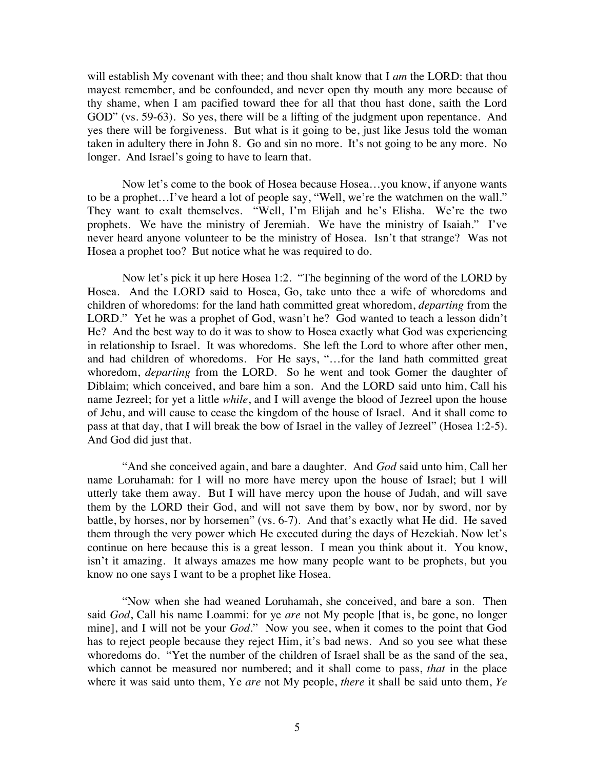will establish My covenant with thee; and thou shalt know that I *am* the LORD: that thou mayest remember, and be confounded, and never open thy mouth any more because of thy shame, when I am pacified toward thee for all that thou hast done, saith the Lord GOD" (vs. 59-63). So yes, there will be a lifting of the judgment upon repentance. And yes there will be forgiveness. But what is it going to be, just like Jesus told the woman taken in adultery there in John 8. Go and sin no more. It's not going to be any more. No longer. And Israel's going to have to learn that.

Now let's come to the book of Hosea because Hosea…you know, if anyone wants to be a prophet…I've heard a lot of people say, "Well, we're the watchmen on the wall." They want to exalt themselves. "Well, I'm Elijah and he's Elisha. We're the two prophets. We have the ministry of Jeremiah. We have the ministry of Isaiah." I've never heard anyone volunteer to be the ministry of Hosea. Isn't that strange? Was not Hosea a prophet too? But notice what he was required to do.

Now let's pick it up here Hosea 1:2. "The beginning of the word of the LORD by Hosea. And the LORD said to Hosea, Go, take unto thee a wife of whoredoms and children of whoredoms: for the land hath committed great whoredom, *departing* from the LORD." Yet he was a prophet of God, wasn't he? God wanted to teach a lesson didn't He? And the best way to do it was to show to Hosea exactly what God was experiencing in relationship to Israel. It was whoredoms. She left the Lord to whore after other men, and had children of whoredoms. For He says, "…for the land hath committed great whoredom, *departing* from the LORD. So he went and took Gomer the daughter of Diblaim; which conceived, and bare him a son. And the LORD said unto him, Call his name Jezreel; for yet a little *while*, and I will avenge the blood of Jezreel upon the house of Jehu, and will cause to cease the kingdom of the house of Israel. And it shall come to pass at that day, that I will break the bow of Israel in the valley of Jezreel" (Hosea 1:2-5). And God did just that.

"And she conceived again, and bare a daughter. And *God* said unto him, Call her name Loruhamah: for I will no more have mercy upon the house of Israel; but I will utterly take them away. But I will have mercy upon the house of Judah, and will save them by the LORD their God, and will not save them by bow, nor by sword, nor by battle, by horses, nor by horsemen" (vs. 6-7). And that's exactly what He did. He saved them through the very power which He executed during the days of Hezekiah. Now let's continue on here because this is a great lesson. I mean you think about it. You know, isn't it amazing. It always amazes me how many people want to be prophets, but you know no one says I want to be a prophet like Hosea.

"Now when she had weaned Loruhamah, she conceived, and bare a son. Then said *God*, Call his name Loammi: for ye *are* not My people [that is, be gone, no longer mine], and I will not be your *God*." Now you see, when it comes to the point that God has to reject people because they reject Him, it's bad news. And so you see what these whoredoms do. "Yet the number of the children of Israel shall be as the sand of the sea, which cannot be measured nor numbered; and it shall come to pass, *that* in the place where it was said unto them, Ye *are* not My people, *there* it shall be said unto them, *Ye*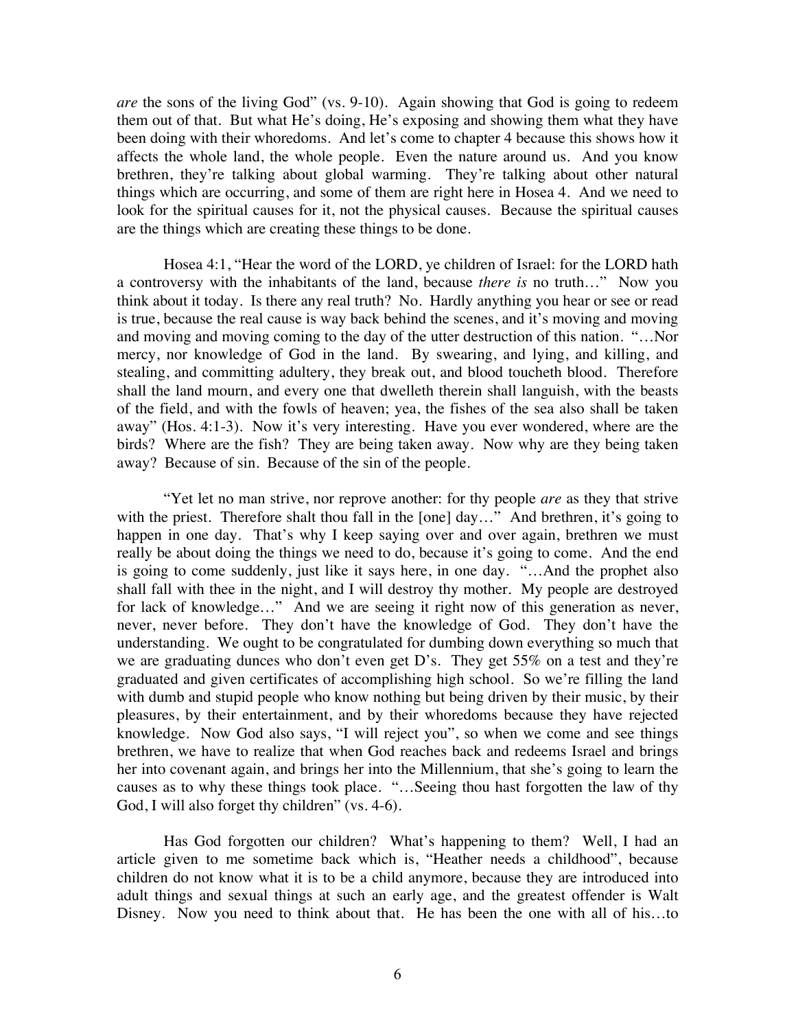*are* the sons of the living God" (vs. 9-10). Again showing that God is going to redeem them out of that. But what He's doing, He's exposing and showing them what they have been doing with their whoredoms. And let's come to chapter 4 because this shows how it affects the whole land, the whole people. Even the nature around us. And you know brethren, they're talking about global warming. They're talking about other natural things which are occurring, and some of them are right here in Hosea 4. And we need to look for the spiritual causes for it, not the physical causes. Because the spiritual causes are the things which are creating these things to be done.

Hosea 4:1, "Hear the word of the LORD, ye children of Israel: for the LORD hath a controversy with the inhabitants of the land, because *there is* no truth…" Now you think about it today. Is there any real truth? No. Hardly anything you hear or see or read is true, because the real cause is way back behind the scenes, and it's moving and moving and moving and moving coming to the day of the utter destruction of this nation. "…Nor mercy, nor knowledge of God in the land. By swearing, and lying, and killing, and stealing, and committing adultery, they break out, and blood toucheth blood. Therefore shall the land mourn, and every one that dwelleth therein shall languish, with the beasts of the field, and with the fowls of heaven; yea, the fishes of the sea also shall be taken away" (Hos. 4:1-3). Now it's very interesting. Have you ever wondered, where are the birds? Where are the fish? They are being taken away. Now why are they being taken away? Because of sin. Because of the sin of the people.

"Yet let no man strive, nor reprove another: for thy people *are* as they that strive with the priest. Therefore shalt thou fall in the [one] day…" And brethren, it's going to happen in one day. That's why I keep saying over and over again, brethren we must really be about doing the things we need to do, because it's going to come. And the end is going to come suddenly, just like it says here, in one day. "…And the prophet also shall fall with thee in the night, and I will destroy thy mother. My people are destroyed for lack of knowledge…" And we are seeing it right now of this generation as never, never, never before. They don't have the knowledge of God. They don't have the understanding. We ought to be congratulated for dumbing down everything so much that we are graduating dunces who don't even get D's. They get 55% on a test and they're graduated and given certificates of accomplishing high school. So we're filling the land with dumb and stupid people who know nothing but being driven by their music, by their pleasures, by their entertainment, and by their whoredoms because they have rejected knowledge. Now God also says, "I will reject you", so when we come and see things brethren, we have to realize that when God reaches back and redeems Israel and brings her into covenant again, and brings her into the Millennium, that she's going to learn the causes as to why these things took place. "…Seeing thou hast forgotten the law of thy God, I will also forget thy children" (vs. 4-6).

Has God forgotten our children? What's happening to them? Well, I had an article given to me sometime back which is, "Heather needs a childhood", because children do not know what it is to be a child anymore, because they are introduced into adult things and sexual things at such an early age, and the greatest offender is Walt Disney. Now you need to think about that. He has been the one with all of his…to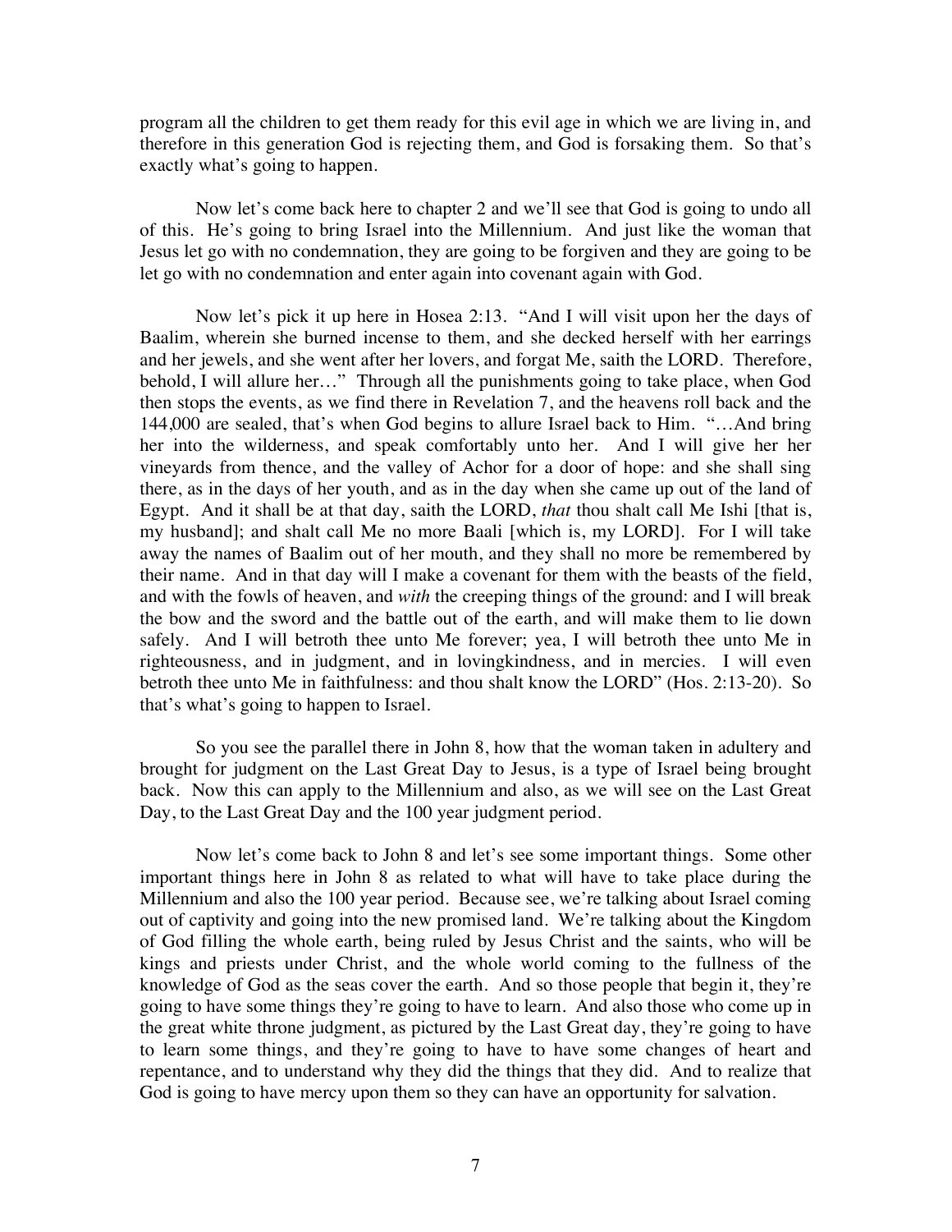program all the children to get them ready for this evil age in which we are living in, and therefore in this generation God is rejecting them, and God is forsaking them. So that's exactly what's going to happen.

Now let's come back here to chapter 2 and we'll see that God is going to undo all of this. He's going to bring Israel into the Millennium. And just like the woman that Jesus let go with no condemnation, they are going to be forgiven and they are going to be let go with no condemnation and enter again into covenant again with God.

Now let's pick it up here in Hosea 2:13. "And I will visit upon her the days of Baalim, wherein she burned incense to them, and she decked herself with her earrings and her jewels, and she went after her lovers, and forgat Me, saith the LORD. Therefore, behold, I will allure her…" Through all the punishments going to take place, when God then stops the events, as we find there in Revelation 7, and the heavens roll back and the 144,000 are sealed, that's when God begins to allure Israel back to Him. "…And bring her into the wilderness, and speak comfortably unto her. And I will give her her vineyards from thence, and the valley of Achor for a door of hope: and she shall sing there, as in the days of her youth, and as in the day when she came up out of the land of Egypt. And it shall be at that day, saith the LORD, *that* thou shalt call Me Ishi [that is, my husband]; and shalt call Me no more Baali [which is, my LORD]. For I will take away the names of Baalim out of her mouth, and they shall no more be remembered by their name. And in that day will I make a covenant for them with the beasts of the field, and with the fowls of heaven, and *with* the creeping things of the ground: and I will break the bow and the sword and the battle out of the earth, and will make them to lie down safely. And I will betroth thee unto Me forever; yea, I will betroth thee unto Me in righteousness, and in judgment, and in lovingkindness, and in mercies. I will even betroth thee unto Me in faithfulness: and thou shalt know the LORD" (Hos. 2:13-20). So that's what's going to happen to Israel.

So you see the parallel there in John 8, how that the woman taken in adultery and brought for judgment on the Last Great Day to Jesus, is a type of Israel being brought back. Now this can apply to the Millennium and also, as we will see on the Last Great Day, to the Last Great Day and the 100 year judgment period.

Now let's come back to John 8 and let's see some important things. Some other important things here in John 8 as related to what will have to take place during the Millennium and also the 100 year period. Because see, we're talking about Israel coming out of captivity and going into the new promised land. We're talking about the Kingdom of God filling the whole earth, being ruled by Jesus Christ and the saints, who will be kings and priests under Christ, and the whole world coming to the fullness of the knowledge of God as the seas cover the earth. And so those people that begin it, they're going to have some things they're going to have to learn. And also those who come up in the great white throne judgment, as pictured by the Last Great day, they're going to have to learn some things, and they're going to have to have some changes of heart and repentance, and to understand why they did the things that they did. And to realize that God is going to have mercy upon them so they can have an opportunity for salvation.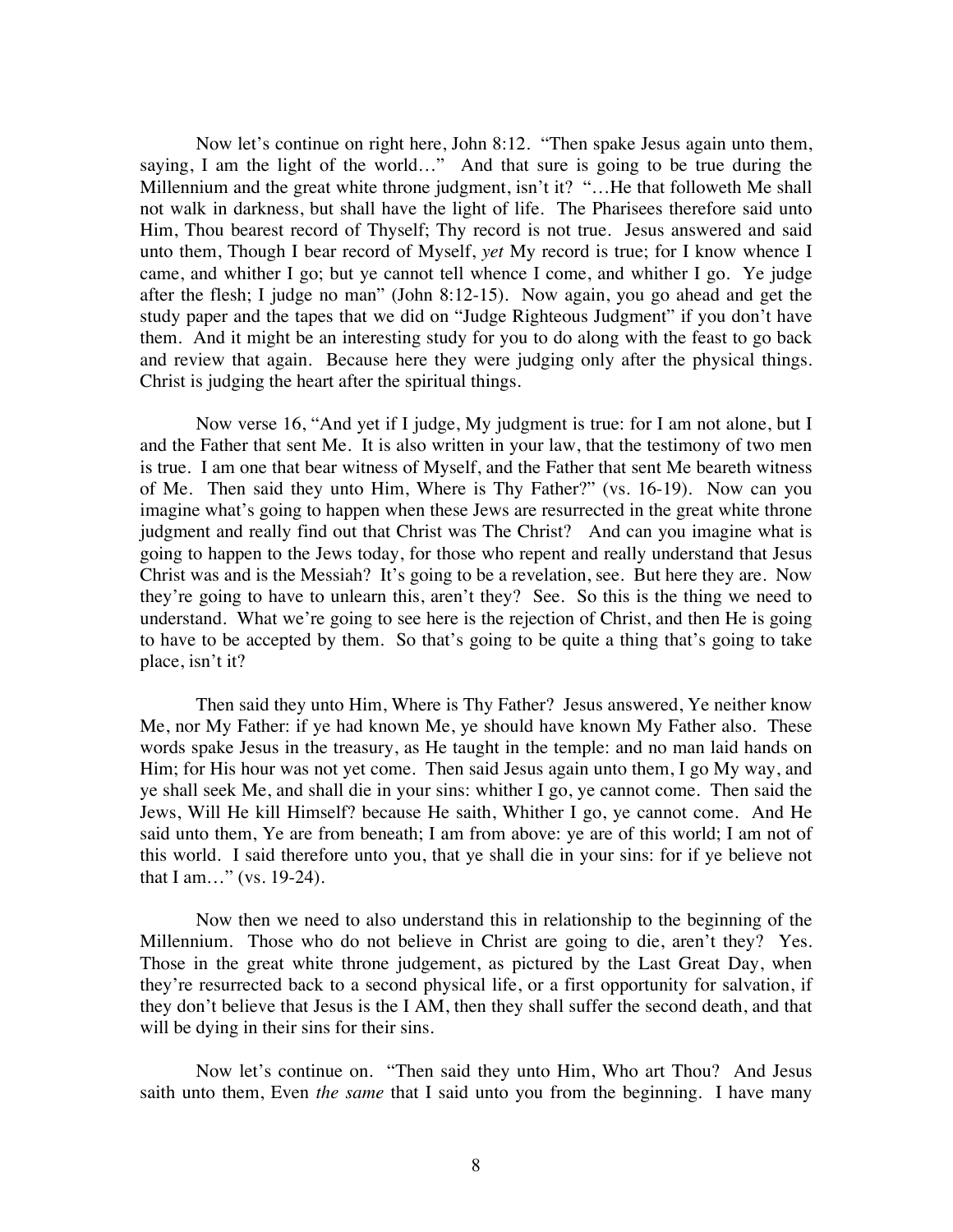Now let's continue on right here, John 8:12. "Then spake Jesus again unto them, saying, I am the light of the world…" And that sure is going to be true during the Millennium and the great white throne judgment, isn't it? "…He that followeth Me shall not walk in darkness, but shall have the light of life. The Pharisees therefore said unto Him, Thou bearest record of Thyself; Thy record is not true. Jesus answered and said unto them, Though I bear record of Myself, *yet* My record is true; for I know whence I came, and whither I go; but ye cannot tell whence I come, and whither I go. Ye judge after the flesh; I judge no man" (John 8:12-15). Now again, you go ahead and get the study paper and the tapes that we did on "Judge Righteous Judgment" if you don't have them. And it might be an interesting study for you to do along with the feast to go back and review that again. Because here they were judging only after the physical things. Christ is judging the heart after the spiritual things.

Now verse 16, "And yet if I judge, My judgment is true: for I am not alone, but I and the Father that sent Me. It is also written in your law, that the testimony of two men is true. I am one that bear witness of Myself, and the Father that sent Me beareth witness of Me. Then said they unto Him, Where is Thy Father?" (vs. 16-19). Now can you imagine what's going to happen when these Jews are resurrected in the great white throne judgment and really find out that Christ was The Christ? And can you imagine what is going to happen to the Jews today, for those who repent and really understand that Jesus Christ was and is the Messiah? It's going to be a revelation, see. But here they are. Now they're going to have to unlearn this, aren't they? See. So this is the thing we need to understand. What we're going to see here is the rejection of Christ, and then He is going to have to be accepted by them. So that's going to be quite a thing that's going to take place, isn't it?

Then said they unto Him, Where is Thy Father? Jesus answered, Ye neither know Me, nor My Father: if ye had known Me, ye should have known My Father also. These words spake Jesus in the treasury, as He taught in the temple: and no man laid hands on Him; for His hour was not yet come. Then said Jesus again unto them, I go My way, and ye shall seek Me, and shall die in your sins: whither I go, ye cannot come. Then said the Jews, Will He kill Himself? because He saith, Whither I go, ye cannot come. And He said unto them, Ye are from beneath; I am from above: ye are of this world; I am not of this world. I said therefore unto you, that ye shall die in your sins: for if ye believe not that I am…" (vs. 19-24).

Now then we need to also understand this in relationship to the beginning of the Millennium. Those who do not believe in Christ are going to die, aren't they? Yes. Those in the great white throne judgement, as pictured by the Last Great Day, when they're resurrected back to a second physical life, or a first opportunity for salvation, if they don't believe that Jesus is the I AM, then they shall suffer the second death, and that will be dying in their sins for their sins.

Now let's continue on. "Then said they unto Him, Who art Thou? And Jesus saith unto them, Even *the same* that I said unto you from the beginning. I have many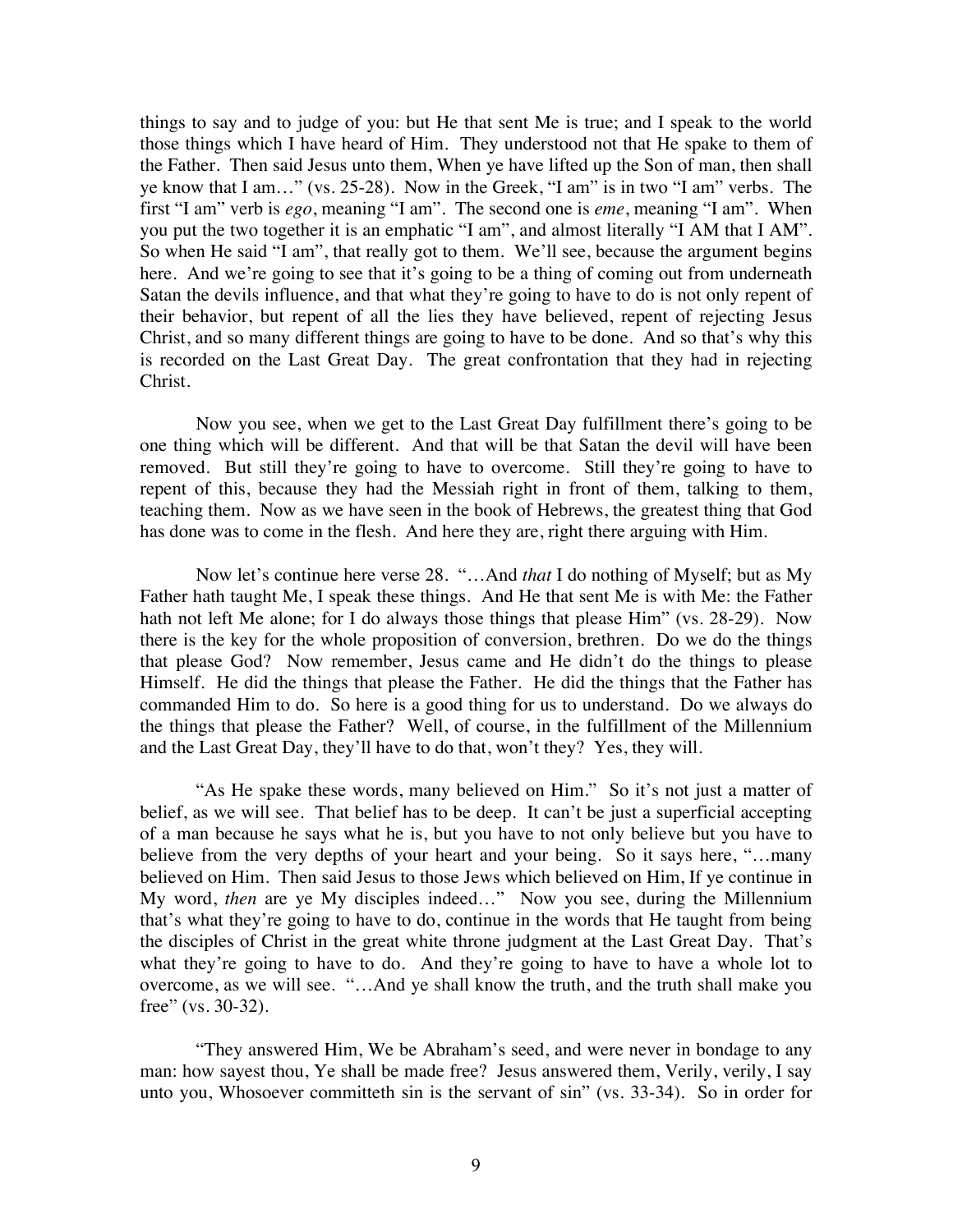things to say and to judge of you: but He that sent Me is true; and I speak to the world those things which I have heard of Him. They understood not that He spake to them of the Father. Then said Jesus unto them, When ye have lifted up the Son of man, then shall ye know that I am…" (vs. 25-28). Now in the Greek, "I am" is in two "I am" verbs. The first "I am" verb is *ego*, meaning "I am". The second one is *eme*, meaning "I am". When you put the two together it is an emphatic "I am", and almost literally "I AM that I AM". So when He said "I am", that really got to them. We'll see, because the argument begins here. And we're going to see that it's going to be a thing of coming out from underneath Satan the devils influence, and that what they're going to have to do is not only repent of their behavior, but repent of all the lies they have believed, repent of rejecting Jesus Christ, and so many different things are going to have to be done. And so that's why this is recorded on the Last Great Day. The great confrontation that they had in rejecting Christ.

Now you see, when we get to the Last Great Day fulfillment there's going to be one thing which will be different. And that will be that Satan the devil will have been removed. But still they're going to have to overcome. Still they're going to have to repent of this, because they had the Messiah right in front of them, talking to them, teaching them. Now as we have seen in the book of Hebrews, the greatest thing that God has done was to come in the flesh. And here they are, right there arguing with Him.

Now let's continue here verse 28. "…And *that* I do nothing of Myself; but as My Father hath taught Me, I speak these things. And He that sent Me is with Me: the Father hath not left Me alone; for I do always those things that please Him" (vs. 28-29). Now there is the key for the whole proposition of conversion, brethren. Do we do the things that please God? Now remember, Jesus came and He didn't do the things to please Himself. He did the things that please the Father. He did the things that the Father has commanded Him to do. So here is a good thing for us to understand. Do we always do the things that please the Father? Well, of course, in the fulfillment of the Millennium and the Last Great Day, they'll have to do that, won't they? Yes, they will.

"As He spake these words, many believed on Him." So it's not just a matter of belief, as we will see. That belief has to be deep. It can't be just a superficial accepting of a man because he says what he is, but you have to not only believe but you have to believe from the very depths of your heart and your being. So it says here, "…many believed on Him. Then said Jesus to those Jews which believed on Him, If ye continue in My word, *then* are ye My disciples indeed…" Now you see, during the Millennium that's what they're going to have to do, continue in the words that He taught from being the disciples of Christ in the great white throne judgment at the Last Great Day. That's what they're going to have to do. And they're going to have to have a whole lot to overcome, as we will see. "…And ye shall know the truth, and the truth shall make you free" (vs. 30-32).

"They answered Him, We be Abraham's seed, and were never in bondage to any man: how sayest thou, Ye shall be made free? Jesus answered them, Verily, verily, I say unto you, Whosoever committeth sin is the servant of sin" (vs. 33-34). So in order for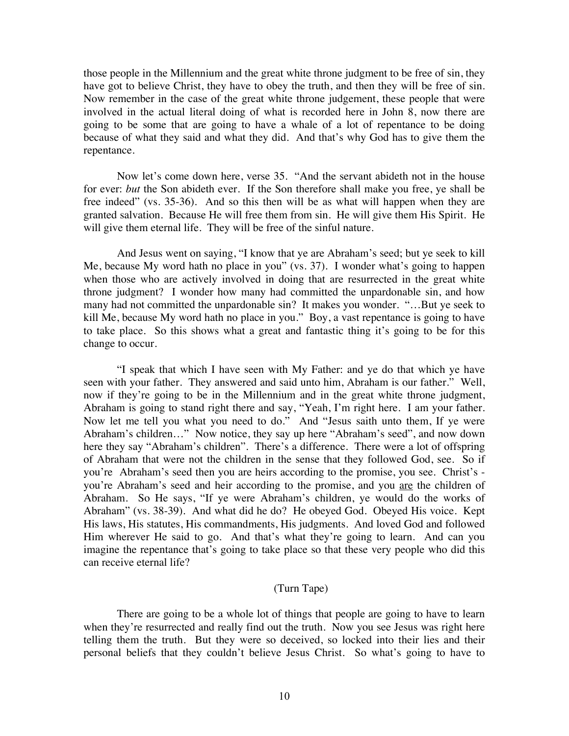those people in the Millennium and the great white throne judgment to be free of sin, they have got to believe Christ, they have to obey the truth, and then they will be free of sin. Now remember in the case of the great white throne judgement, these people that were involved in the actual literal doing of what is recorded here in John 8, now there are going to be some that are going to have a whale of a lot of repentance to be doing because of what they said and what they did. And that's why God has to give them the repentance.

Now let's come down here, verse 35. "And the servant abideth not in the house for ever: *but* the Son abideth ever. If the Son therefore shall make you free, ye shall be free indeed" (vs. 35-36). And so this then will be as what will happen when they are granted salvation. Because He will free them from sin. He will give them His Spirit. He will give them eternal life. They will be free of the sinful nature.

And Jesus went on saying, "I know that ye are Abraham's seed; but ye seek to kill Me, because My word hath no place in you" (vs. 37). I wonder what's going to happen when those who are actively involved in doing that are resurrected in the great white throne judgment? I wonder how many had committed the unpardonable sin, and how many had not committed the unpardonable sin? It makes you wonder. "…But ye seek to kill Me, because My word hath no place in you." Boy, a vast repentance is going to have to take place. So this shows what a great and fantastic thing it's going to be for this change to occur.

"I speak that which I have seen with My Father: and ye do that which ye have seen with your father. They answered and said unto him, Abraham is our father." Well, now if they're going to be in the Millennium and in the great white throne judgment, Abraham is going to stand right there and say, "Yeah, I'm right here. I am your father. Now let me tell you what you need to do." And "Jesus saith unto them, If ye were Abraham's children…" Now notice, they say up here "Abraham's seed", and now down here they say "Abraham's children". There's a difference. There were a lot of offspring of Abraham that were not the children in the sense that they followed God, see. So if you're Abraham's seed then you are heirs according to the promise, you see. Christ's - you're Abraham's seed and heir according to the promise, and you <u>are</u> the children of Abraham. So He says, "If ye were Abraham's children, ye would do the works of Abraham" (vs. 38-39). And what did he do? He obeyed God. Obeyed His voice. Kept His laws, His statutes, His commandments, His judgments. And loved God and followed Him wherever He said to go. And that's what they're going to learn. And can you imagine the repentance that's going to take place so that these very people who did this can receive eternal life?

(Turn Tape)

There are going to be a whole lot of things that people are going to have to learn when they're resurrected and really find out the truth. Now you see Jesus was right here telling them the truth. But they were so deceived, so locked into their lies and their personal beliefs that they couldn't believe Jesus Christ. So what's going to have to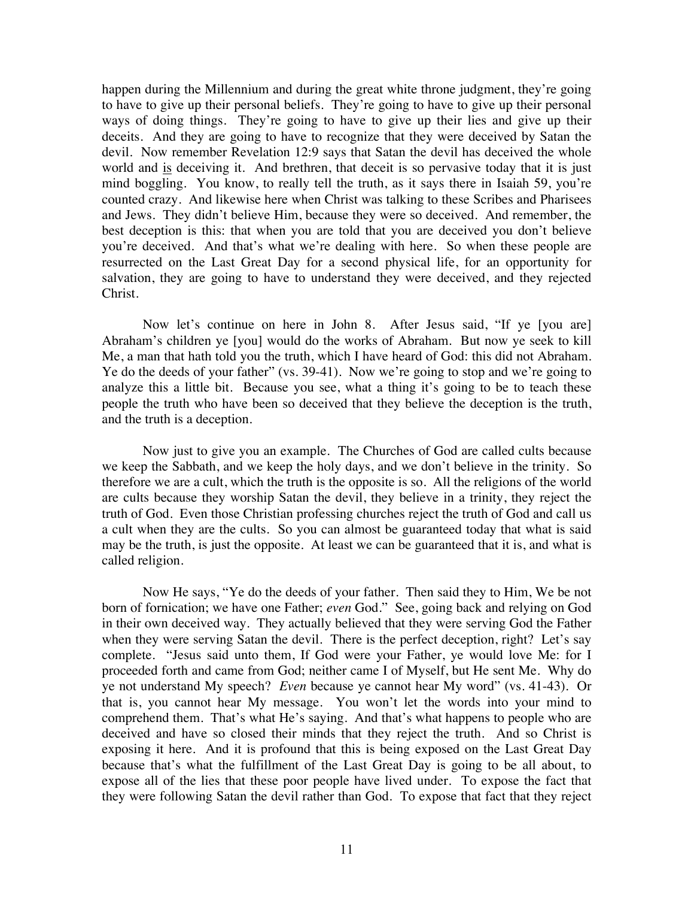happen during the Millennium and during the great white throne judgment, they're going to have to give up their personal beliefs. They're going to have to give up their personal ways of doing things. They're going to have to give up their lies and give up their deceits. And they are going to have to recognize that they were deceived by Satan the devil. Now remember Revelation 12:9 says that Satan the devil has deceived the whole world and <u>is</u> deceiving it. And brethren, that deceit is so pervasive today that it is just mind boggling. You know, to really tell the truth, as it says there in Isaiah 59, you're counted crazy. And likewise here when Christ was talking to these Scribes and Pharisees and Jews. They didn't believe Him, because they were so deceived. And remember, the best deception is this: that when you are told that you are deceived you don't believe you're deceived. And that's what we're dealing with here. So when these people are resurrected on the Last Great Day for a second physical life, for an opportunity for salvation, they are going to have to understand they were deceived, and they rejected Christ.

Now let's continue on here in John 8. After Jesus said, "If ye [you are] Abraham's children ye [you] would do the works of Abraham. But now ye seek to kill Me, a man that hath told you the truth, which I have heard of God: this did not Abraham. Ye do the deeds of your father" (vs. 39-41). Now we're going to stop and we're going to analyze this a little bit. Because you see, what a thing it's going to be to teach these people the truth who have been so deceived that they believe the deception is the truth, and the truth is a deception.

Now just to give you an example. The Churches of God are called cults because we keep the Sabbath, and we keep the holy days, and we don't believe in the trinity. So therefore we are a cult, which the truth is the opposite is so. All the religions of the world are cults because they worship Satan the devil, they believe in a trinity, they reject the truth of God. Even those Christian professing churches reject the truth of God and call us a cult when they are the cults. So you can almost be guaranteed today that what is said may be the truth, is just the opposite. At least we can be guaranteed that it is, and what is called religion.

Now He says, "Ye do the deeds of your father. Then said they to Him, We be not born of fornication; we have one Father; *even* God." See, going back and relying on God in their own deceived way. They actually believed that they were serving God the Father when they were serving Satan the devil. There is the perfect deception, right? Let's say complete. "Jesus said unto them, If God were your Father, ye would love Me: for I proceeded forth and came from God; neither came I of Myself, but He sent Me. Why do ye not understand My speech? *Even* because ye cannot hear My word" (vs. 41-43). Or that is, you cannot hear My message. You won't let the words into your mind to comprehend them. That's what He's saying. And that's what happens to people who are deceived and have so closed their minds that they reject the truth. And so Christ is exposing it here. And it is profound that this is being exposed on the Last Great Day because that's what the fulfillment of the Last Great Day is going to be all about, to expose all of the lies that these poor people have lived under. To expose the fact that they were following Satan the devil rather than God. To expose that fact that they reject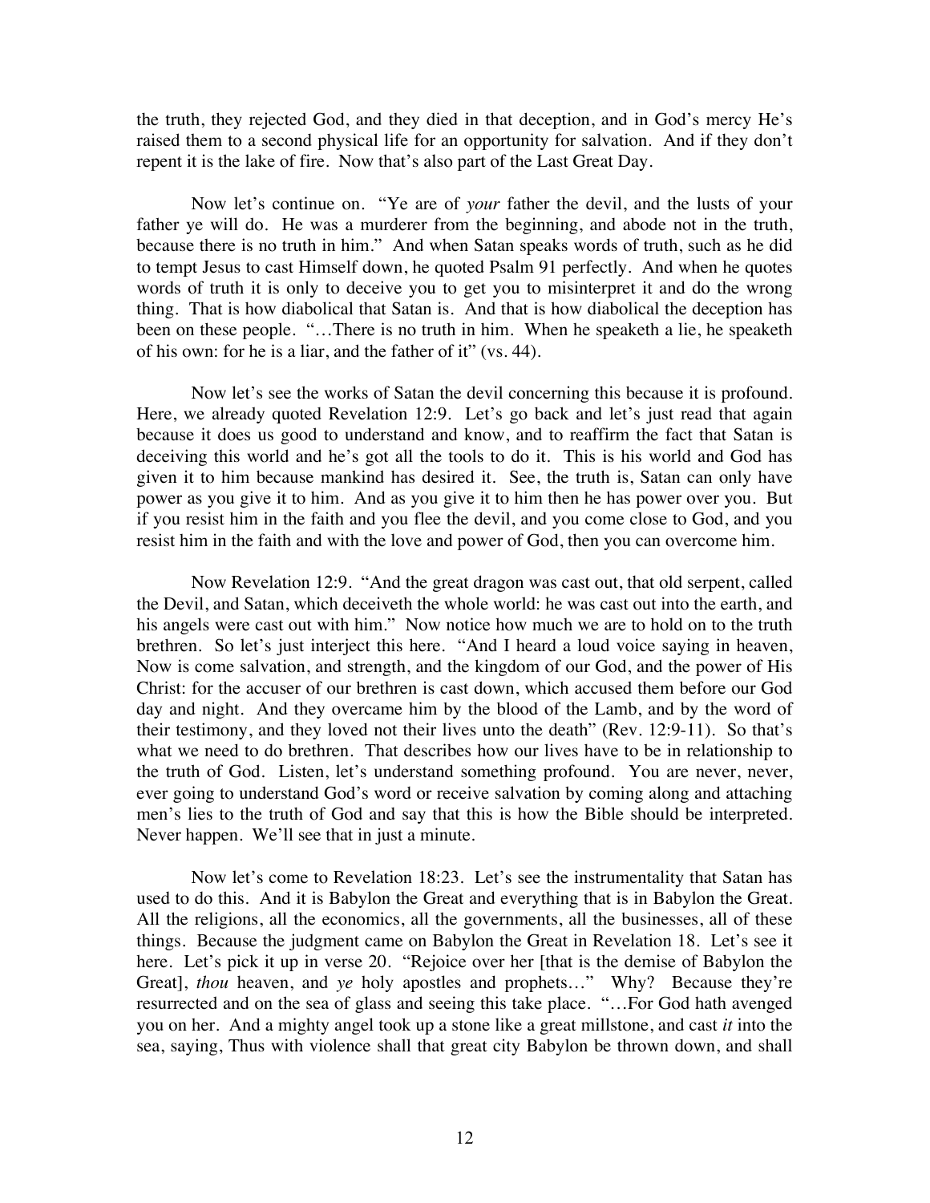the truth, they rejected God, and they died in that deception, and in God's mercy He's raised them to a second physical life for an opportunity for salvation. And if they don't repent it is the lake of fire. Now that's also part of the Last Great Day.

Now let's continue on. "Ye are of *your* father the devil, and the lusts of your father ye will do. He was a murderer from the beginning, and abode not in the truth, because there is no truth in him." And when Satan speaks words of truth, such as he did to tempt Jesus to cast Himself down, he quoted Psalm 91 perfectly. And when he quotes words of truth it is only to deceive you to get you to misinterpret it and do the wrong thing. That is how diabolical that Satan is. And that is how diabolical the deception has been on these people. "…There is no truth in him. When he speaketh a lie, he speaketh of his own: for he is a liar, and the father of it" (vs. 44).

Now let's see the works of Satan the devil concerning this because it is profound. Here, we already quoted Revelation 12:9. Let's go back and let's just read that again because it does us good to understand and know, and to reaffirm the fact that Satan is deceiving this world and he's got all the tools to do it. This is his world and God has given it to him because mankind has desired it. See, the truth is, Satan can only have power as you give it to him. And as you give it to him then he has power over you. But if you resist him in the faith and you flee the devil, and you come close to God, and you resist him in the faith and with the love and power of God, then you can overcome him.

Now Revelation 12:9. "And the great dragon was cast out, that old serpent, called the Devil, and Satan, which deceiveth the whole world: he was cast out into the earth, and his angels were cast out with him." Now notice how much we are to hold on to the truth brethren. So let's just interject this here. "And I heard a loud voice saying in heaven, Now is come salvation, and strength, and the kingdom of our God, and the power of His Christ: for the accuser of our brethren is cast down, which accused them before our God day and night. And they overcame him by the blood of the Lamb, and by the word of their testimony, and they loved not their lives unto the death" (Rev. 12:9-11). So that's what we need to do brethren. That describes how our lives have to be in relationship to the truth of God. Listen, let's understand something profound. You are never, never, ever going to understand God's word or receive salvation by coming along and attaching men's lies to the truth of God and say that this is how the Bible should be interpreted. Never happen. We'll see that in just a minute.

Now let's come to Revelation 18:23. Let's see the instrumentality that Satan has used to do this. And it is Babylon the Great and everything that is in Babylon the Great. All the religions, all the economics, all the governments, all the businesses, all of these things. Because the judgment came on Babylon the Great in Revelation 18. Let's see it here. Let's pick it up in verse 20. "Rejoice over her [that is the demise of Babylon the Great], *thou* heaven, and *ye* holy apostles and prophets…" Why? Because they're resurrected and on the sea of glass and seeing this take place. "…For God hath avenged you on her. And a mighty angel took up a stone like a great millstone, and cast *it* into the sea, saying, Thus with violence shall that great city Babylon be thrown down, and shall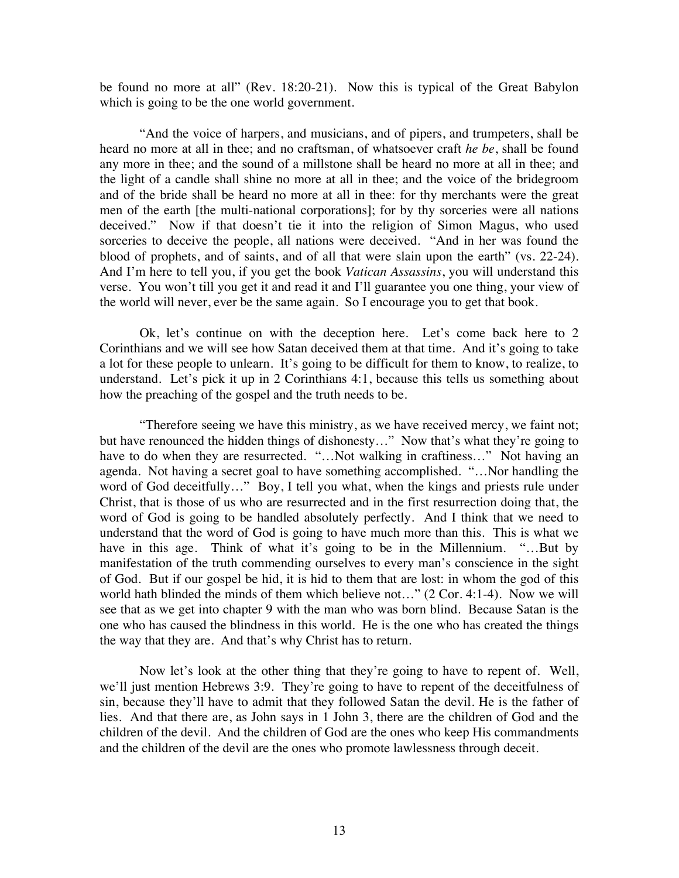be found no more at all" (Rev. 18:20-21). Now this is typical of the Great Babylon which is going to be the one world government.

"And the voice of harpers, and musicians, and of pipers, and trumpeters, shall be heard no more at all in thee; and no craftsman, of whatsoever craft *he be*, shall be found any more in thee; and the sound of a millstone shall be heard no more at all in thee; and the light of a candle shall shine no more at all in thee; and the voice of the bridegroom and of the bride shall be heard no more at all in thee: for thy merchants were the great men of the earth [the multi-national corporations]; for by thy sorceries were all nations deceived." Now if that doesn't tie it into the religion of Simon Magus, who used sorceries to deceive the people, all nations were deceived. "And in her was found the blood of prophets, and of saints, and of all that were slain upon the earth" (vs. 22-24). And I'm here to tell you, if you get the book *Vatican Assassins*, you will understand this verse. You won't till you get it and read it and I'll guarantee you one thing, your view of the world will never, ever be the same again. So I encourage you to get that book.

Ok, let's continue on with the deception here. Let's come back here to 2 Corinthians and we will see how Satan deceived them at that time. And it's going to take a lot for these people to unlearn. It's going to be difficult for them to know, to realize, to understand. Let's pick it up in 2 Corinthians 4:1, because this tells us something about how the preaching of the gospel and the truth needs to be.

"Therefore seeing we have this ministry, as we have received mercy, we faint not; but have renounced the hidden things of dishonesty…" Now that's what they're going to have to do when they are resurrected. "…Not walking in craftiness…" Not having an agenda. Not having a secret goal to have something accomplished. "…Nor handling the word of God deceitfully…" Boy, I tell you what, when the kings and priests rule under Christ, that is those of us who are resurrected and in the first resurrection doing that, the word of God is going to be handled absolutely perfectly. And I think that we need to understand that the word of God is going to have much more than this. This is what we have in this age. Think of what it's going to be in the Millennium. "…But by manifestation of the truth commending ourselves to every man's conscience in the sight of God. But if our gospel be hid, it is hid to them that are lost: in whom the god of this world hath blinded the minds of them which believe not…" (2 Cor. 4:1-4). Now we will see that as we get into chapter 9 with the man who was born blind. Because Satan is the one who has caused the blindness in this world. He is the one who has created the things the way that they are. And that's why Christ has to return.

Now let's look at the other thing that they're going to have to repent of. Well, we'll just mention Hebrews 3:9. They're going to have to repent of the deceitfulness of sin, because they'll have to admit that they followed Satan the devil. He is the father of lies. And that there are, as John says in 1 John 3, there are the children of God and the children of the devil. And the children of God are the ones who keep His commandments and the children of the devil are the ones who promote lawlessness through deceit.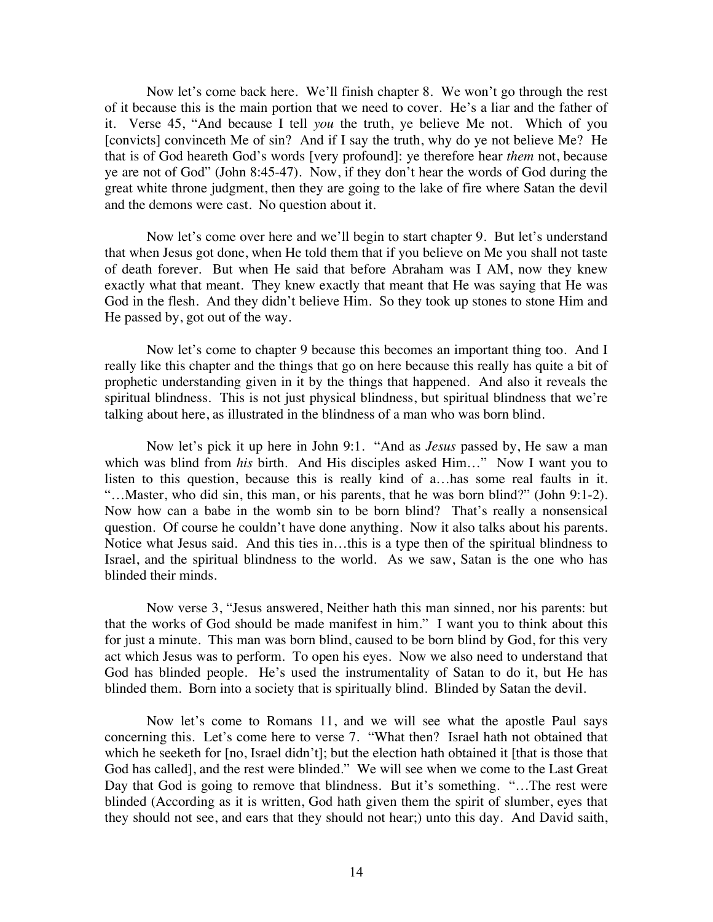Now let's come back here. We'll finish chapter 8. We won't go through the rest of it because this is the main portion that we need to cover. He's a liar and the father of it. Verse 45, "And because I tell *you* the truth, ye believe Me not. Which of you [convicts] convinceth Me of sin? And if I say the truth, why do ye not believe Me? He that is of God heareth God's words [very profound]: ye therefore hear *them* not, because ye are not of God" (John 8:45-47). Now, if they don't hear the words of God during the great white throne judgment, then they are going to the lake of fire where Satan the devil and the demons were cast. No question about it.

Now let's come over here and we'll begin to start chapter 9. But let's understand that when Jesus got done, when He told them that if you believe on Me you shall not taste of death forever. But when He said that before Abraham was I AM, now they knew exactly what that meant. They knew exactly that meant that He was saying that He was God in the flesh. And they didn't believe Him. So they took up stones to stone Him and He passed by, got out of the way.

Now let's come to chapter 9 because this becomes an important thing too. And I really like this chapter and the things that go on here because this really has quite a bit of prophetic understanding given in it by the things that happened. And also it reveals the spiritual blindness. This is not just physical blindness, but spiritual blindness that we're talking about here, as illustrated in the blindness of a man who was born blind.

Now let's pick it up here in John 9:1. "And as *Jesus* passed by, He saw a man which was blind from *his* birth. And His disciples asked Him…" Now I want you to listen to this question, because this is really kind of a…has some real faults in it. "…Master, who did sin, this man, or his parents, that he was born blind?" (John 9:1-2). Now how can a babe in the womb sin to be born blind? That's really a nonsensical question. Of course he couldn't have done anything. Now it also talks about his parents. Notice what Jesus said. And this ties in…this is a type then of the spiritual blindness to Israel, and the spiritual blindness to the world. As we saw, Satan is the one who has blinded their minds.

Now verse 3, "Jesus answered, Neither hath this man sinned, nor his parents: but that the works of God should be made manifest in him." I want you to think about this for just a minute. This man was born blind, caused to be born blind by God, for this very act which Jesus was to perform. To open his eyes. Now we also need to understand that God has blinded people. He's used the instrumentality of Satan to do it, but He has blinded them. Born into a society that is spiritually blind. Blinded by Satan the devil.

Now let's come to Romans 11, and we will see what the apostle Paul says concerning this. Let's come here to verse 7. "What then? Israel hath not obtained that which he seeketh for [no, Israel didn't]; but the election hath obtained it [that is those that God has called], and the rest were blinded." We will see when we come to the Last Great Day that God is going to remove that blindness. But it's something. "…The rest were blinded (According as it is written, God hath given them the spirit of slumber, eyes that they should not see, and ears that they should not hear;) unto this day. And David saith,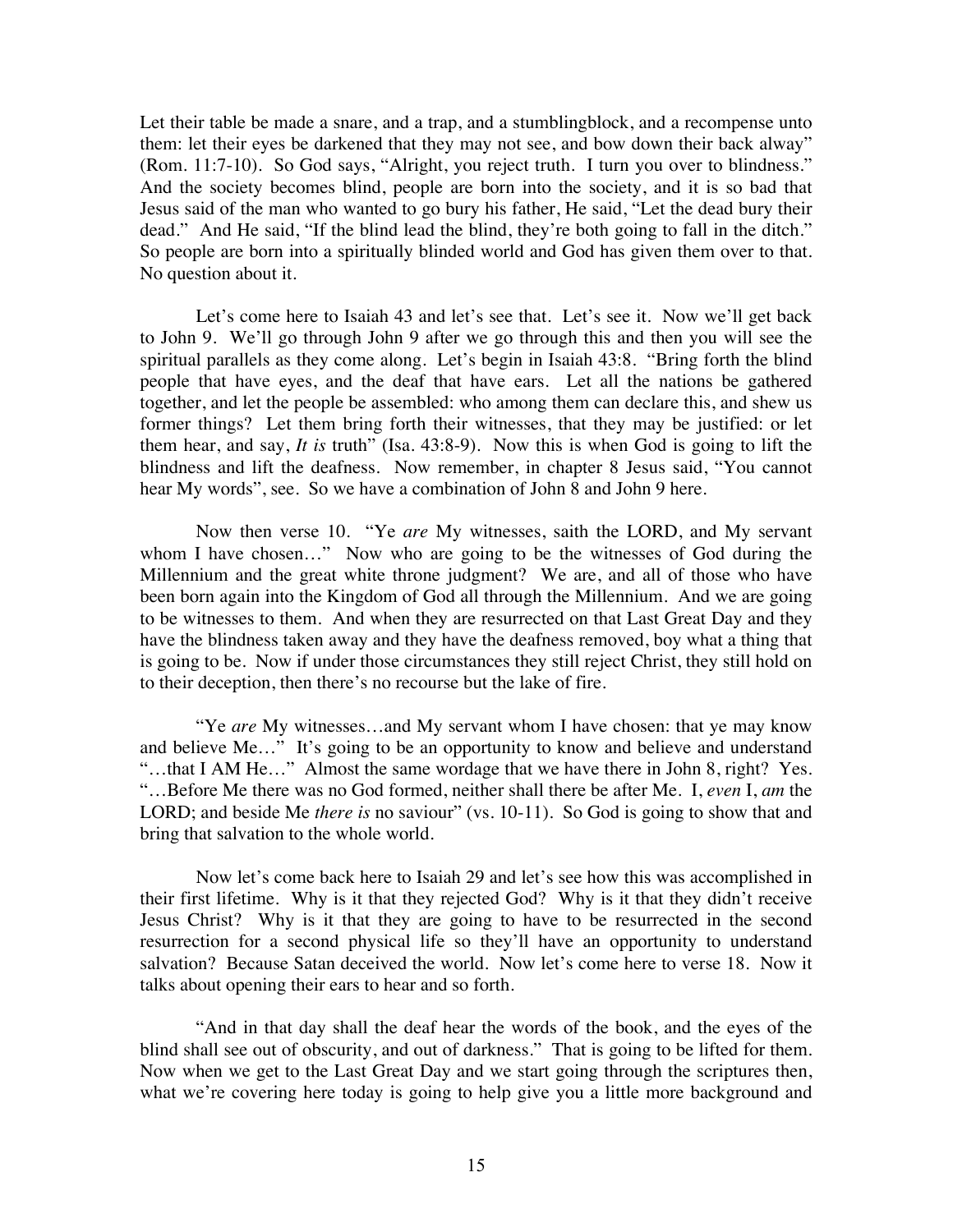Let their table be made a snare, and a trap, and a stumblingblock, and a recompense unto them: let their eyes be darkened that they may not see, and bow down their back alway" (Rom. 11:7-10). So God says, "Alright, you reject truth. I turn you over to blindness." And the society becomes blind, people are born into the society, and it is so bad that Jesus said of the man who wanted to go bury his father, He said, "Let the dead bury their dead." And He said, "If the blind lead the blind, they're both going to fall in the ditch." So people are born into a spiritually blinded world and God has given them over to that. No question about it.

Let's come here to Isaiah 43 and let's see that. Let's see it. Now we'll get back to John 9. We'll go through John 9 after we go through this and then you will see the spiritual parallels as they come along. Let's begin in Isaiah 43:8. "Bring forth the blind people that have eyes, and the deaf that have ears. Let all the nations be gathered together, and let the people be assembled: who among them can declare this, and shew us former things? Let them bring forth their witnesses, that they may be justified: or let them hear, and say, *It is* truth" (Isa. 43:8-9). Now this is when God is going to lift the blindness and lift the deafness. Now remember, in chapter 8 Jesus said, "You cannot hear My words", see. So we have a combination of John 8 and John 9 here.

Now then verse 10. "Ye *are* My witnesses, saith the LORD, and My servant whom I have chosen…" Now who are going to be the witnesses of God during the Millennium and the great white throne judgment? We are, and all of those who have been born again into the Kingdom of God all through the Millennium. And we are going to be witnesses to them. And when they are resurrected on that Last Great Day and they have the blindness taken away and they have the deafness removed, boy what a thing that is going to be. Now if under those circumstances they still reject Christ, they still hold on to their deception, then there's no recourse but the lake of fire.

"Ye *are* My witnesses…and My servant whom I have chosen: that ye may know and believe Me…" It's going to be an opportunity to know and believe and understand "…that I AM He…" Almost the same wordage that we have there in John 8, right? Yes. "…Before Me there was no God formed, neither shall there be after Me. I, *even* I, *am* the LORD; and beside Me *there is* no saviour" (vs. 10-11). So God is going to show that and bring that salvation to the whole world.

Now let's come back here to Isaiah 29 and let's see how this was accomplished in their first lifetime. Why is it that they rejected God? Why is it that they didn't receive Jesus Christ? Why is it that they are going to have to be resurrected in the second resurrection for a second physical life so they'll have an opportunity to understand salvation? Because Satan deceived the world. Now let's come here to verse 18. Now it talks about opening their ears to hear and so forth.

"And in that day shall the deaf hear the words of the book, and the eyes of the blind shall see out of obscurity, and out of darkness." That is going to be lifted for them. Now when we get to the Last Great Day and we start going through the scriptures then, what we're covering here today is going to help give you a little more background and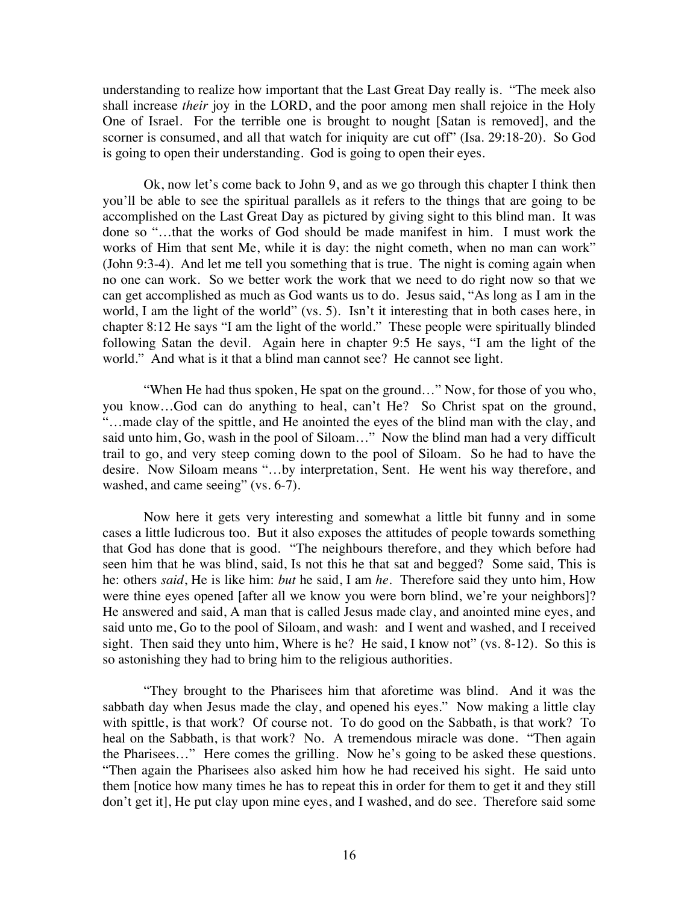understanding to realize how important that the Last Great Day really is. "The meek also shall increase *their* joy in the LORD, and the poor among men shall rejoice in the Holy One of Israel. For the terrible one is brought to nought [Satan is removed], and the scorner is consumed, and all that watch for iniquity are cut off" (Isa. 29:18-20). So God is going to open their understanding. God is going to open their eyes.

Ok, now let's come back to John 9, and as we go through this chapter I think then you'll be able to see the spiritual parallels as it refers to the things that are going to be accomplished on the Last Great Day as pictured by giving sight to this blind man. It was done so "…that the works of God should be made manifest in him. I must work the works of Him that sent Me, while it is day: the night cometh, when no man can work" (John 9:3-4). And let me tell you something that is true. The night is coming again when no one can work. So we better work the work that we need to do right now so that we can get accomplished as much as God wants us to do. Jesus said, "As long as I am in the world, I am the light of the world" (vs. 5). Isn't it interesting that in both cases here, in chapter 8:12 He says "I am the light of the world." These people were spiritually blinded following Satan the devil. Again here in chapter 9:5 He says, "I am the light of the world." And what is it that a blind man cannot see? He cannot see light.

"When He had thus spoken, He spat on the ground…" Now, for those of you who, you know…God can do anything to heal, can't He? So Christ spat on the ground, "…made clay of the spittle, and He anointed the eyes of the blind man with the clay, and said unto him, Go, wash in the pool of Siloam…" Now the blind man had a very difficult trail to go, and very steep coming down to the pool of Siloam. So he had to have the desire. Now Siloam means "…by interpretation, Sent. He went his way therefore, and washed, and came seeing" (vs. 6-7).

Now here it gets very interesting and somewhat a little bit funny and in some cases a little ludicrous too. But it also exposes the attitudes of people towards something that God has done that is good. "The neighbours therefore, and they which before had seen him that he was blind, said, Is not this he that sat and begged? Some said, This is he: others *said*, He is like him: *but* he said, I am *he*. Therefore said they unto him, How were thine eyes opened [after all we know you were born blind, we're your neighbors]? He answered and said, A man that is called Jesus made clay, and anointed mine eyes, and said unto me, Go to the pool of Siloam, and wash: and I went and washed, and I received sight. Then said they unto him, Where is he? He said, I know not" (vs. 8-12). So this is so astonishing they had to bring him to the religious authorities.

"They brought to the Pharisees him that aforetime was blind. And it was the sabbath day when Jesus made the clay, and opened his eyes." Now making a little clay with spittle, is that work? Of course not. To do good on the Sabbath, is that work? To heal on the Sabbath, is that work? No. A tremendous miracle was done. "Then again the Pharisees…" Here comes the grilling. Now he's going to be asked these questions. "Then again the Pharisees also asked him how he had received his sight. He said unto them [notice how many times he has to repeat this in order for them to get it and they still don't get it], He put clay upon mine eyes, and I washed, and do see. Therefore said some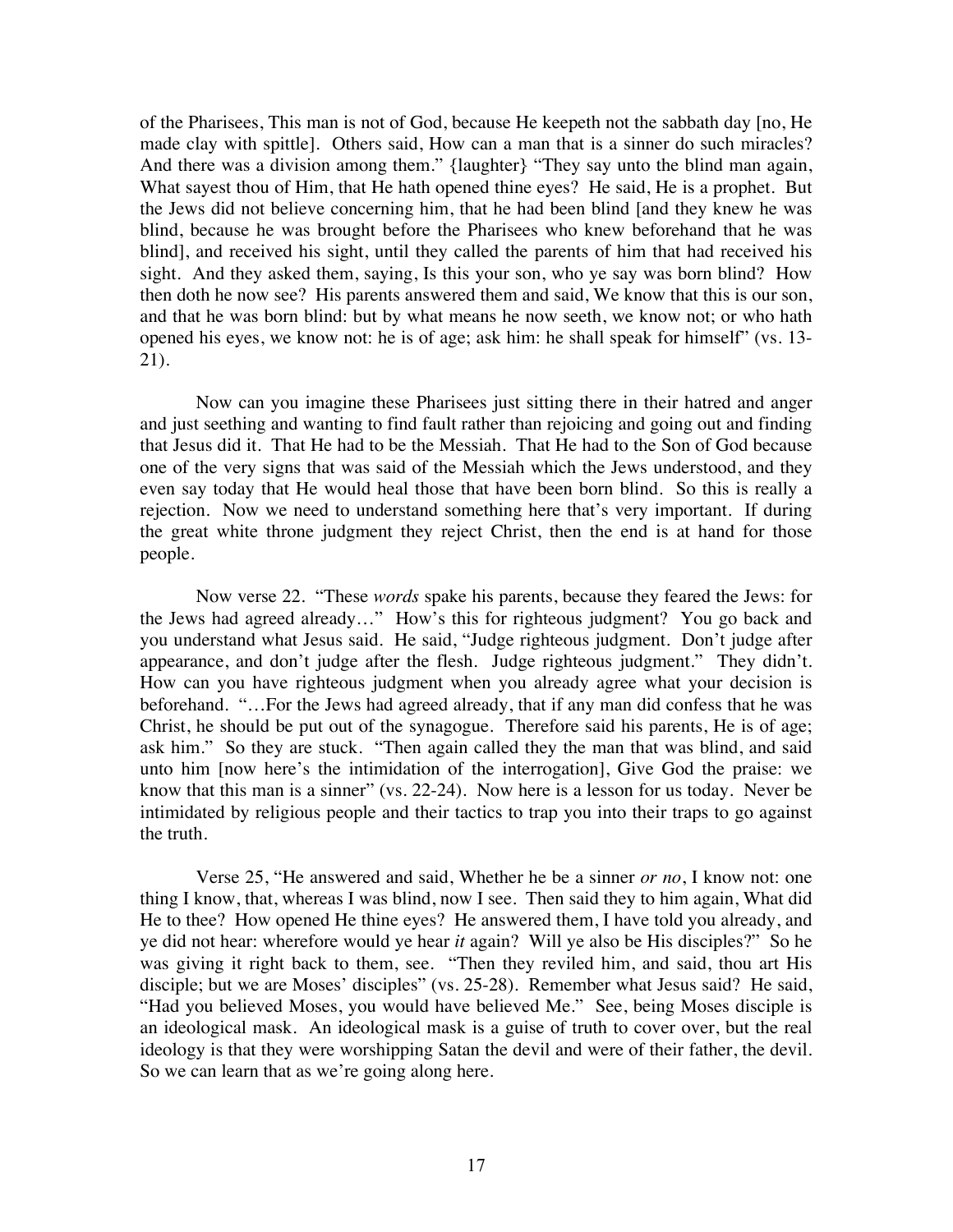of the Pharisees, This man is not of God, because He keepeth not the sabbath day [no, He made clay with spittle]. Others said, How can a man that is a sinner do such miracles? And there was a division among them." {laughter} "They say unto the blind man again, What sayest thou of Him, that He hath opened thine eyes? He said, He is a prophet. But the Jews did not believe concerning him, that he had been blind [and they knew he was blind, because he was brought before the Pharisees who knew beforehand that he was blind], and received his sight, until they called the parents of him that had received his sight. And they asked them, saying, Is this your son, who ye say was born blind? How then doth he now see? His parents answered them and said, We know that this is our son, and that he was born blind: but by what means he now seeth, we know not; or who hath opened his eyes, we know not: he is of age; ask him: he shall speak for himself" (vs. 13-21).

Now can you imagine these Pharisees just sitting there in their hatred and anger and just seething and wanting to find fault rather than rejoicing and going out and finding that Jesus did it. That He had to be the Messiah. That He had to the Son of God because one of the very signs that was said of the Messiah which the Jews understood, and they even say today that He would heal those that have been born blind. So this is really a rejection. Now we need to understand something here that's very important. If during the great white throne judgment they reject Christ, then the end is at hand for those people.

Now verse 22. "These *words* spake his parents, because they feared the Jews: for the Jews had agreed already…" How's this for righteous judgment? You go back and you understand what Jesus said. He said, "Judge righteous judgment. Don't judge after appearance, and don't judge after the flesh. Judge righteous judgment." They didn't. How can you have righteous judgment when you already agree what your decision is beforehand. "…For the Jews had agreed already, that if any man did confess that he was Christ, he should be put out of the synagogue. Therefore said his parents, He is of age; ask him." So they are stuck. "Then again called they the man that was blind, and said unto him [now here's the intimidation of the interrogation], Give God the praise: we know that this man is a sinner" (vs. 22-24). Now here is a lesson for us today. Never be intimidated by religious people and their tactics to trap you into their traps to go against the truth.

Verse 25, "He answered and said, Whether he be a sinner *or no*, I know not: one thing I know, that, whereas I was blind, now I see. Then said they to him again, What did He to thee? How opened He thine eyes? He answered them, I have told you already, and ye did not hear: wherefore would ye hear *it* again? Will ye also be His disciples?" So he was giving it right back to them, see. "Then they reviled him, and said, thou art His disciple; but we are Moses' disciples" (vs. 25-28). Remember what Jesus said? He said, "Had you believed Moses, you would have believed Me." See, being Moses disciple is an ideological mask. An ideological mask is a guise of truth to cover over, but the real ideology is that they were worshipping Satan the devil and were of their father, the devil. So we can learn that as we're going along here.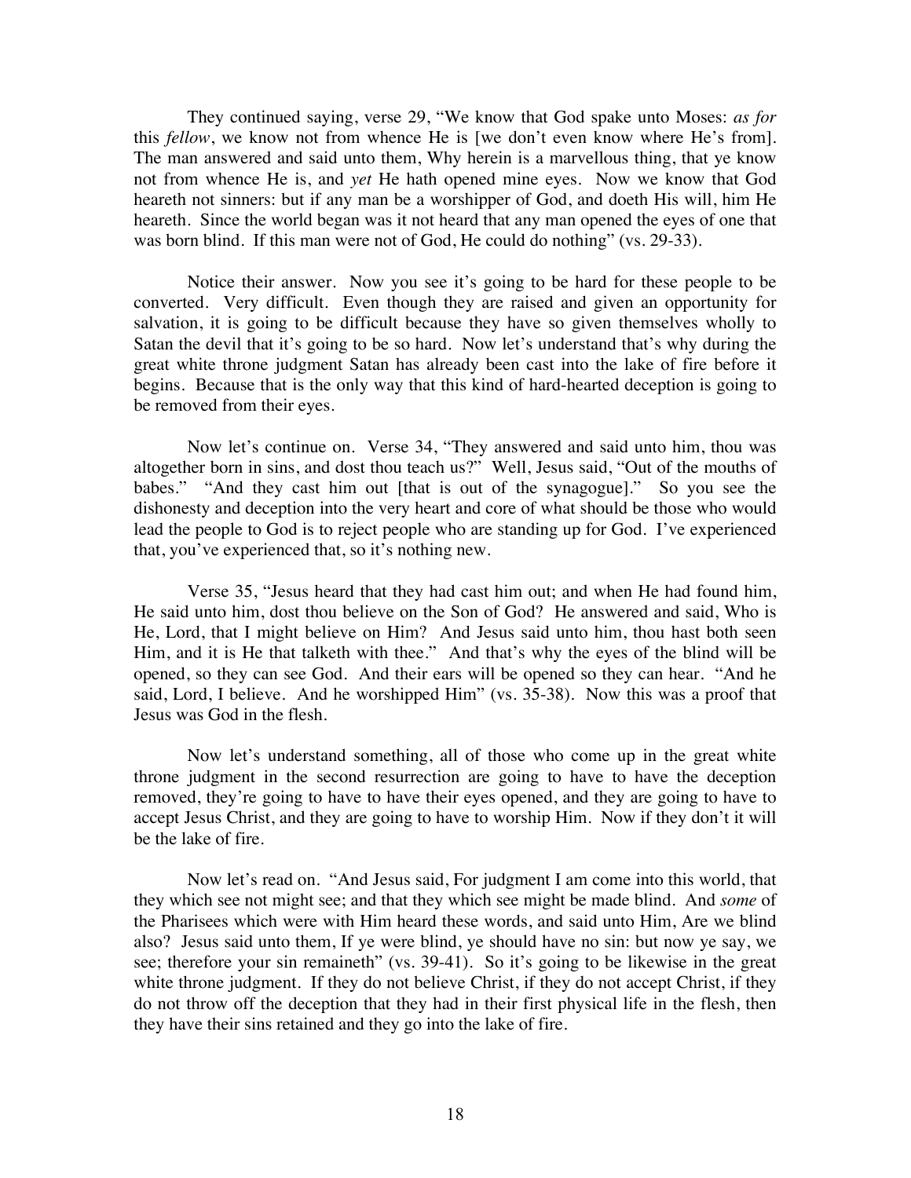They continued saying, verse 29, "We know that God spake unto Moses: *as for* this *fellow*, we know not from whence He is [we don't even know where He's from]. The man answered and said unto them, Why herein is a marvellous thing, that ye know not from whence He is, and *yet* He hath opened mine eyes. Now we know that God heareth not sinners: but if any man be a worshipper of God, and doeth His will, him He heareth. Since the world began was it not heard that any man opened the eyes of one that was born blind. If this man were not of God, He could do nothing" (vs. 29-33).

Notice their answer. Now you see it's going to be hard for these people to be converted. Very difficult. Even though they are raised and given an opportunity for salvation, it is going to be difficult because they have so given themselves wholly to Satan the devil that it's going to be so hard. Now let's understand that's why during the great white throne judgment Satan has already been cast into the lake of fire before it begins. Because that is the only way that this kind of hard-hearted deception is going to be removed from their eyes.

Now let's continue on. Verse 34, "They answered and said unto him, thou was altogether born in sins, and dost thou teach us?" Well, Jesus said, "Out of the mouths of babes." "And they cast him out [that is out of the synagogue]." So you see the dishonesty and deception into the very heart and core of what should be those who would lead the people to God is to reject people who are standing up for God. I've experienced that, you've experienced that, so it's nothing new.

Verse 35, "Jesus heard that they had cast him out; and when He had found him, He said unto him, dost thou believe on the Son of God? He answered and said, Who is He, Lord, that I might believe on Him? And Jesus said unto him, thou hast both seen Him, and it is He that talketh with thee." And that's why the eyes of the blind will be opened, so they can see God. And their ears will be opened so they can hear. "And he said, Lord, I believe. And he worshipped Him" (vs. 35-38). Now this was a proof that Jesus was God in the flesh.

Now let's understand something, all of those who come up in the great white throne judgment in the second resurrection are going to have to have the deception removed, they're going to have to have their eyes opened, and they are going to have to accept Jesus Christ, and they are going to have to worship Him. Now if they don't it will be the lake of fire.

Now let's read on. "And Jesus said, For judgment I am come into this world, that they which see not might see; and that they which see might be made blind. And *some* of the Pharisees which were with Him heard these words, and said unto Him, Are we blind also? Jesus said unto them, If ye were blind, ye should have no sin: but now ye say, we see; therefore your sin remaineth" (vs. 39-41). So it's going to be likewise in the great white throne judgment. If they do not believe Christ, if they do not accept Christ, if they do not throw off the deception that they had in their first physical life in the flesh, then they have their sins retained and they go into the lake of fire.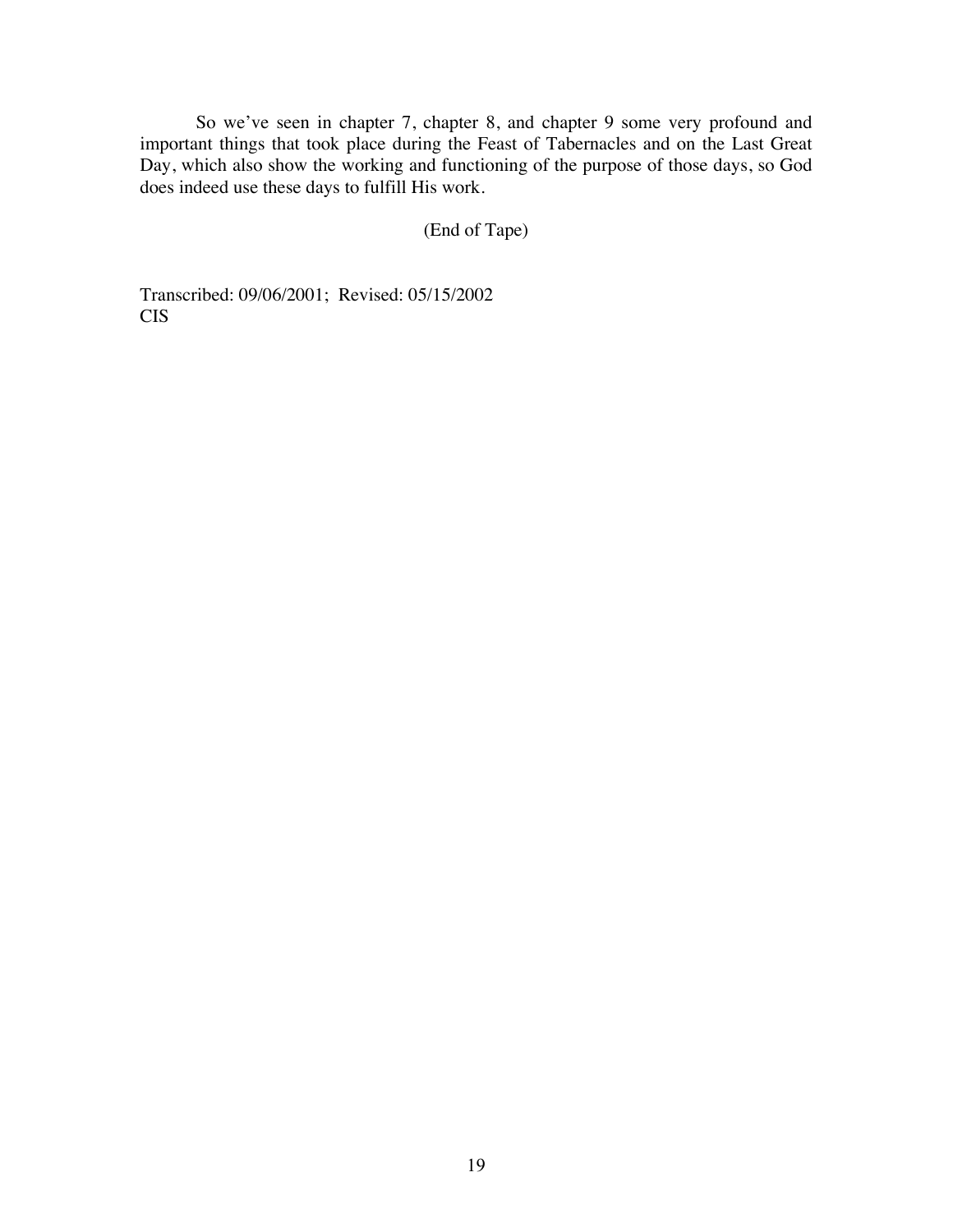So we've seen in chapter 7, chapter 8, and chapter 9 some very profound and important things that took place during the Feast of Tabernacles and on the Last Great Day, which also show the working and functioning of the purpose of those days, so God does indeed use these days to fulfill His work.

(End of Tape)

Transcribed: 09/06/2001; Revised: 05/15/2002
CIS